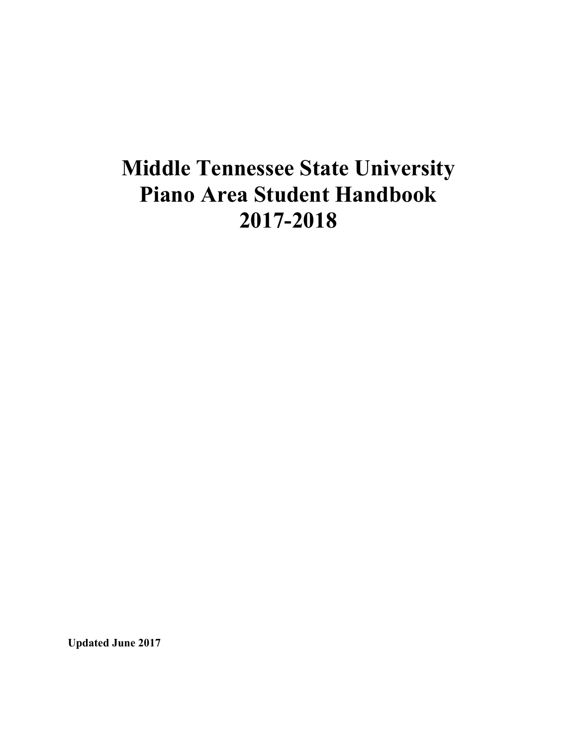# Middle Tennessee State University
# Piano Area Student Handbook
# 2017-2018

**Updated June 2017**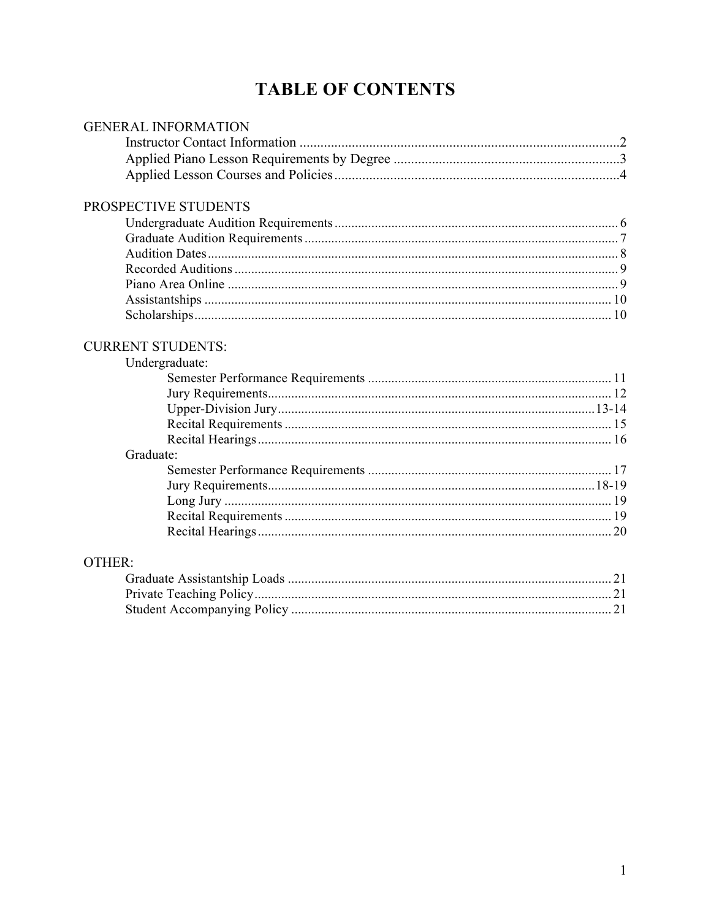# TABLE OF CONTENTS

GENERAL INFORMATION

- Instructor Contact Information ....................................................................................2
- Applied Piano Lesson Requirements by Degree ........................................................3
- Applied Lesson Courses and Policies ..........................................................................4

PROSPECTIVE STUDENTS

- Undergraduate Audition Requirements ........................................................................ 6
- Graduate Audition Requirements ................................................................................ 7
- Audition Dates .............................................................................................................. 8
- Recorded Auditions ...................................................................................................... 9
- Piano Area Online ........................................................................................................ 9
- Assistantships ............................................................................................................. 10
- Scholarships ................................................................................................................ 10

CURRENT STUDENTS:

- Undergraduate:
  - Semester Performance Requirements ........................................................... 11
  - Jury Requirements .......................................................................................... 12
  - Upper-Division Jury .....................................................................................13-14
  - Recital Requirements ...................................................................................... 15
  - Recital Hearings .............................................................................................. 16
- Graduate:
  - Semester Performance Requirements ........................................................... 17
  - Jury Requirements .......................................................................................18-19
  - Long Jury ......................................................................................................... 19
  - Recital Requirements ...................................................................................... 19
  - Recital Hearings .............................................................................................. 20

OTHER:

- Graduate Assistantship Loads .................................................................................... 21
- Private Teaching Policy ............................................................................................... 21
- Student Accompanying Policy .................................................................................... 21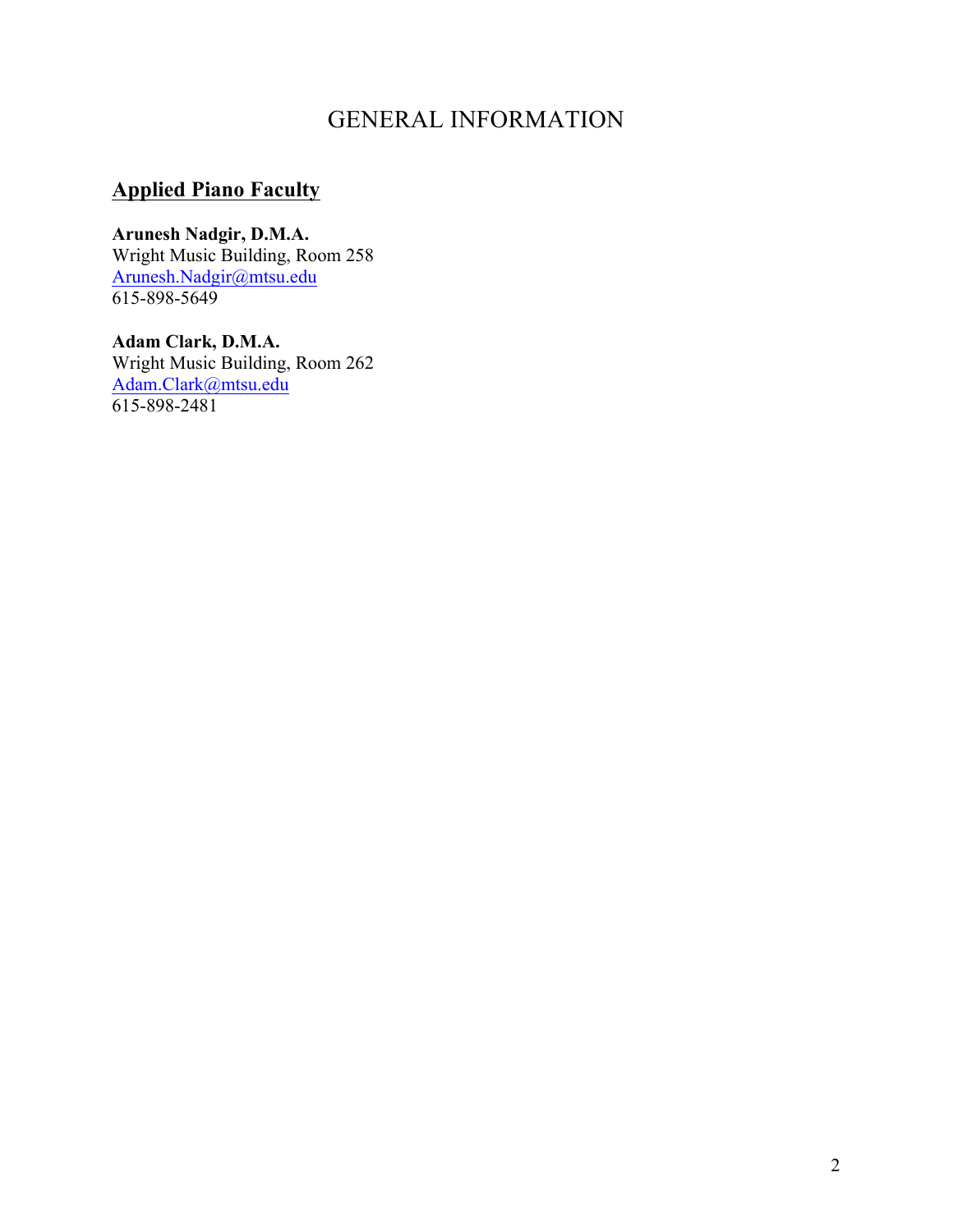# GENERAL INFORMATION

## Applied Piano Faculty

**Arunesh Nadgir, D.M.A.**
Wright Music Building, Room 258
Arunesh.Nadgir@mtsu.edu
615-898-5649

**Adam Clark, D.M.A.**
Wright Music Building, Room 262
Adam.Clark@mtsu.edu
615-898-2481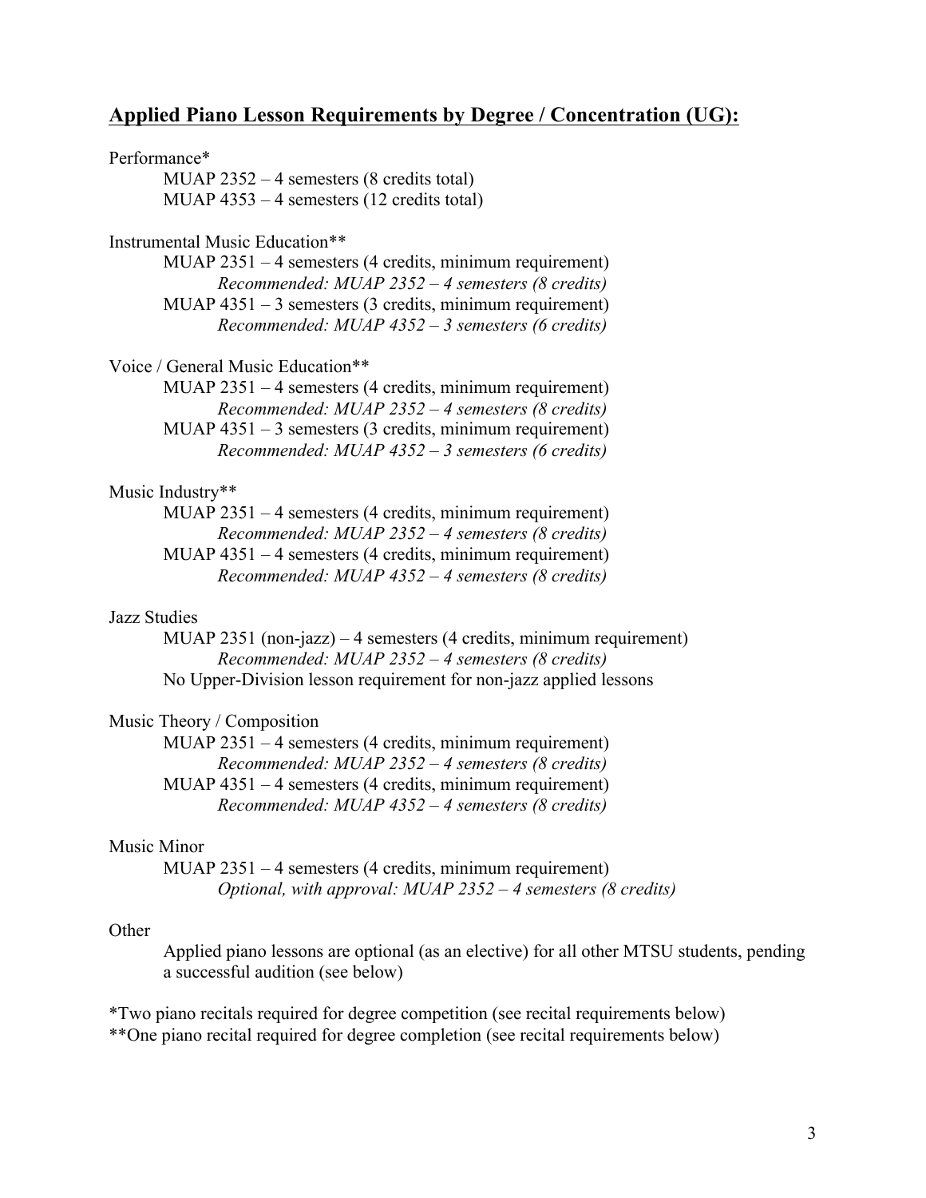## Applied Piano Lesson Requirements by Degree / Concentration (UG):

Performance*

- MUAP 2352 – 4 semesters (8 credits total)
- MUAP 4353 – 4 semesters (12 credits total)

Instrumental Music Education**

- MUAP 2351 – 4 semesters (4 credits, minimum requirement)
    - *Recommended: MUAP 2352 – 4 semesters (8 credits)*
- MUAP 4351 – 3 semesters (3 credits, minimum requirement)
    - *Recommended: MUAP 4352 – 3 semesters (6 credits)*

Voice / General Music Education**

- MUAP 2351 – 4 semesters (4 credits, minimum requirement)
    - *Recommended: MUAP 2352 – 4 semesters (8 credits)*
- MUAP 4351 – 3 semesters (3 credits, minimum requirement)
    - *Recommended: MUAP 4352 – 3 semesters (6 credits)*

Music Industry**

- MUAP 2351 – 4 semesters (4 credits, minimum requirement)
    - *Recommended: MUAP 2352 – 4 semesters (8 credits)*
- MUAP 4351 – 4 semesters (4 credits, minimum requirement)
    - *Recommended: MUAP 4352 – 4 semesters (8 credits)*

Jazz Studies

- MUAP 2351 (non-jazz) – 4 semesters (4 credits, minimum requirement)
    - *Recommended: MUAP 2352 – 4 semesters (8 credits)*
- No Upper-Division lesson requirement for non-jazz applied lessons

Music Theory / Composition

- MUAP 2351 – 4 semesters (4 credits, minimum requirement)
    - *Recommended: MUAP 2352 – 4 semesters (8 credits)*
- MUAP 4351 – 4 semesters (4 credits, minimum requirement)
    - *Recommended: MUAP 4352 – 4 semesters (8 credits)*

Music Minor

- MUAP 2351 – 4 semesters (4 credits, minimum requirement)
    - *Optional, with approval: MUAP 2352 – 4 semesters (8 credits)*

Other

- Applied piano lessons are optional (as an elective) for all other MTSU students, pending a successful audition (see below)

*Two piano recitals required for degree competition (see recital requirements below)

**One piano recital required for degree completion (see recital requirements below)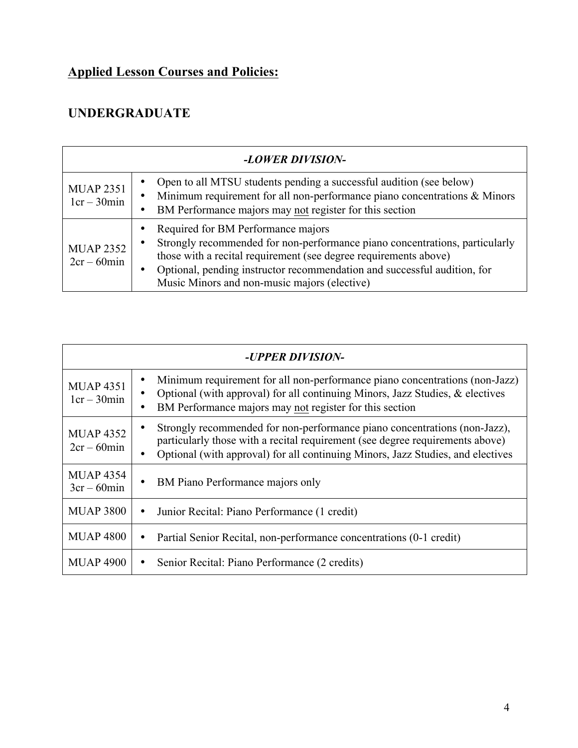## Applied Lesson Courses and Policies:

### UNDERGRADUATE

| -LOWER DIVISION- | |
|---|---|
| MUAP 2351<br>1cr – 30min | • Open to all MTSU students pending a successful audition (see below)<br>• Minimum requirement for all non-performance piano concentrations & Minors<br>• BM Performance majors may not register for this section |
| MUAP 2352<br>2cr – 60min | • Required for BM Performance majors<br>• Strongly recommended for non-performance piano concentrations, particularly those with a recital requirement (see degree requirements above)<br>• Optional, pending instructor recommendation and successful audition, for Music Minors and non-music majors (elective) |

| -UPPER DIVISION- | |
|---|---|
| MUAP 4351<br>1cr – 30min | • Minimum requirement for all non-performance piano concentrations (non-Jazz)<br>• Optional (with approval) for all continuing Minors, Jazz Studies, & electives<br>• BM Performance majors may not register for this section |
| MUAP 4352<br>2cr – 60min | • Strongly recommended for non-performance piano concentrations (non-Jazz), particularly those with a recital requirement (see degree requirements above)<br>• Optional (with approval) for all continuing Minors, Jazz Studies, and electives |
| MUAP 4354<br>3cr – 60min | • BM Piano Performance majors only |
| MUAP 3800 | • Junior Recital: Piano Performance (1 credit) |
| MUAP 4800 | • Partial Senior Recital, non-performance concentrations (0-1 credit) |
| MUAP 4900 | • Senior Recital: Piano Performance (2 credits) |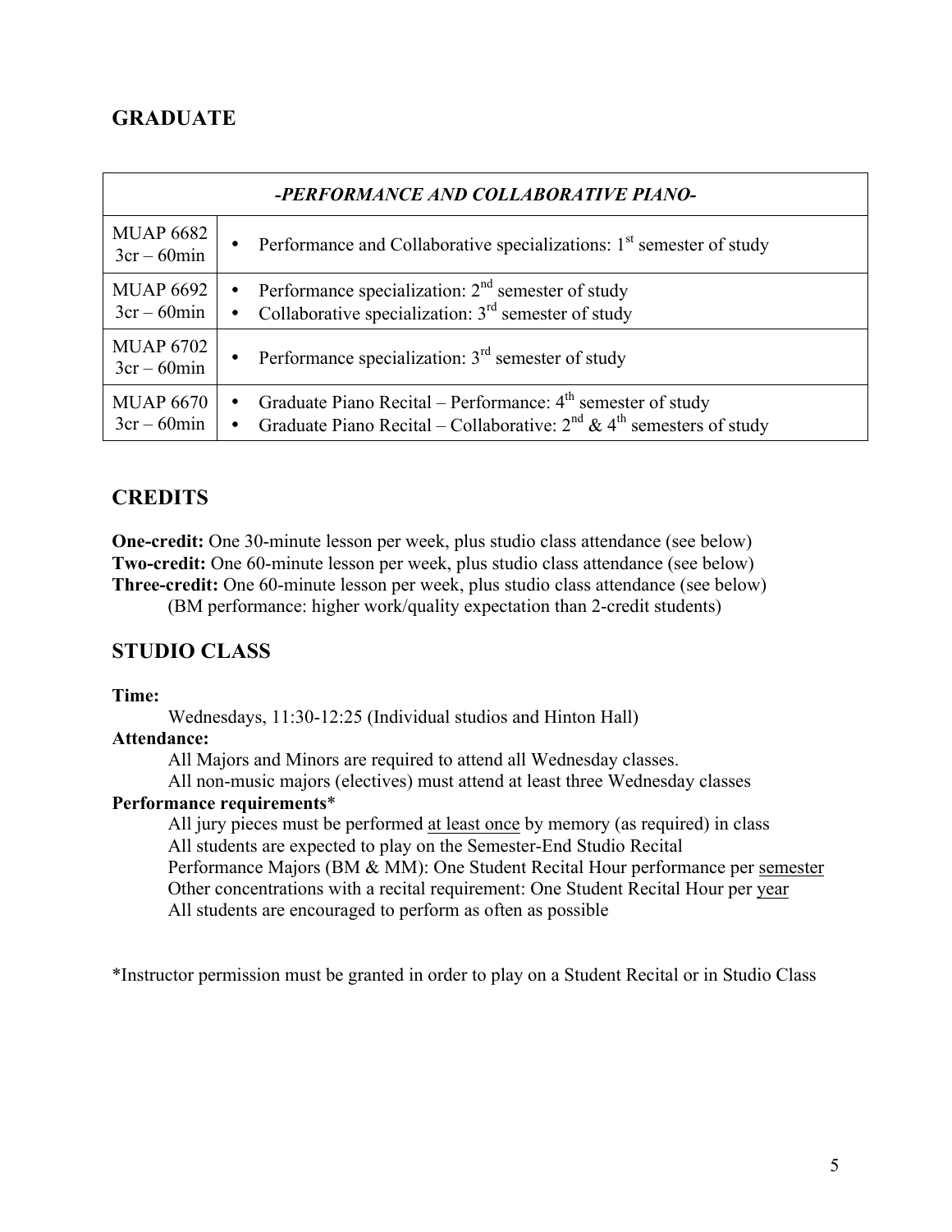## GRADUATE

| *-PERFORMANCE AND COLLABORATIVE PIANO-* | |
|---|---|
| MUAP 6682 3cr – 60min | • Performance and Collaborative specializations: 1st semester of study |
| MUAP 6692 3cr – 60min | • Performance specialization: 2nd semester of study<br>• Collaborative specialization: 3rd semester of study |
| MUAP 6702 3cr – 60min | • Performance specialization: 3rd semester of study |
| MUAP 6670 3cr – 60min | • Graduate Piano Recital – Performance: 4th semester of study<br>• Graduate Piano Recital – Collaborative: 2nd & 4th semesters of study |

## CREDITS

**One-credit:** One 30-minute lesson per week, plus studio class attendance (see below)
**Two-credit:** One 60-minute lesson per week, plus studio class attendance (see below)
**Three-credit:** One 60-minute lesson per week, plus studio class attendance (see below)
(BM performance: higher work/quality expectation than 2-credit students)

## STUDIO CLASS

**Time:**

Wednesdays, 11:30-12:25 (Individual studios and Hinton Hall)

**Attendance:**

All Majors and Minors are required to attend all Wednesday classes.
All non-music majors (electives) must attend at least three Wednesday classes

**Performance requirements***

All jury pieces must be performed at least once by memory (as required) in class
All students are expected to play on the Semester-End Studio Recital
Performance Majors (BM & MM): One Student Recital Hour performance per semester
Other concentrations with a recital requirement: One Student Recital Hour per year
All students are encouraged to perform as often as possible

*Instructor permission must be granted in order to play on a Student Recital or in Studio Class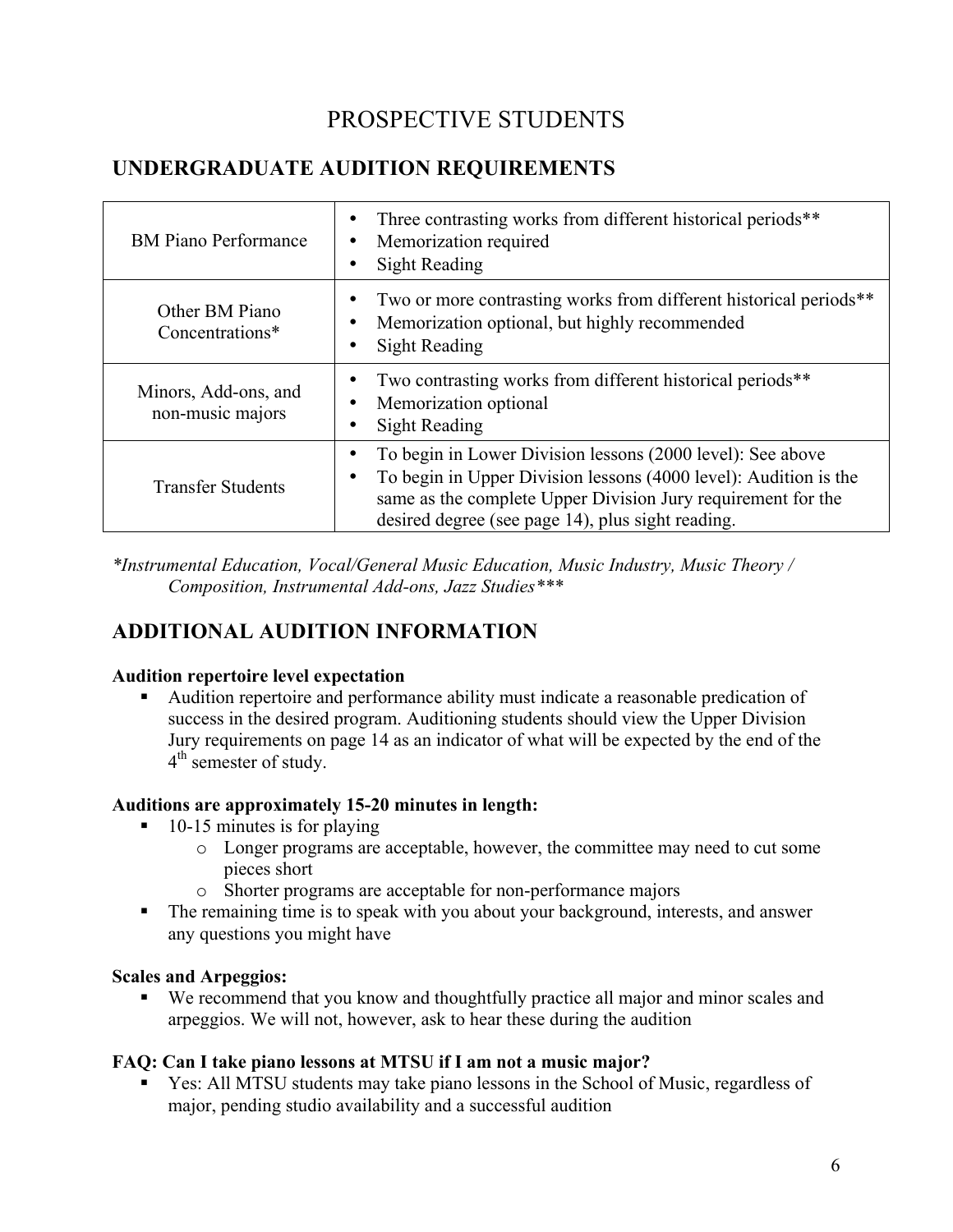# PROSPECTIVE STUDENTS

## UNDERGRADUATE AUDITION REQUIREMENTS

| | |
|---|---|
| BM Piano Performance | • Three contrasting works from different historical periods** <br> • Memorization required <br> • Sight Reading |
| Other BM Piano Concentrations* | • Two or more contrasting works from different historical periods** <br> • Memorization optional, but highly recommended <br> • Sight Reading |
| Minors, Add-ons, and non-music majors | • Two contrasting works from different historical periods** <br> • Memorization optional <br> • Sight Reading |
| Transfer Students | • To begin in Lower Division lessons (2000 level): See above <br> • To begin in Upper Division lessons (4000 level): Audition is the same as the complete Upper Division Jury requirement for the desired degree (see page 14), plus sight reading. |

*\*Instrumental Education, Vocal/General Music Education, Music Industry, Music Theory / Composition, Instrumental Add-ons, Jazz Studies\*\*\**

## ADDITIONAL AUDITION INFORMATION

**Audition repertoire level expectation**

- Audition repertoire and performance ability must indicate a reasonable predication of success in the desired program. Auditioning students should view the Upper Division Jury requirements on page 14 as an indicator of what will be expected by the end of the 4th semester of study.

**Auditions are approximately 15-20 minutes in length:**

- 10-15 minutes is for playing
  - Longer programs are acceptable, however, the committee may need to cut some pieces short
  - Shorter programs are acceptable for non-performance majors
- The remaining time is to speak with you about your background, interests, and answer any questions you might have

**Scales and Arpeggios:**

- We recommend that you know and thoughtfully practice all major and minor scales and arpeggios. We will not, however, ask to hear these during the audition

**FAQ: Can I take piano lessons at MTSU if I am not a music major?**

- Yes: All MTSU students may take piano lessons in the School of Music, regardless of major, pending studio availability and a successful audition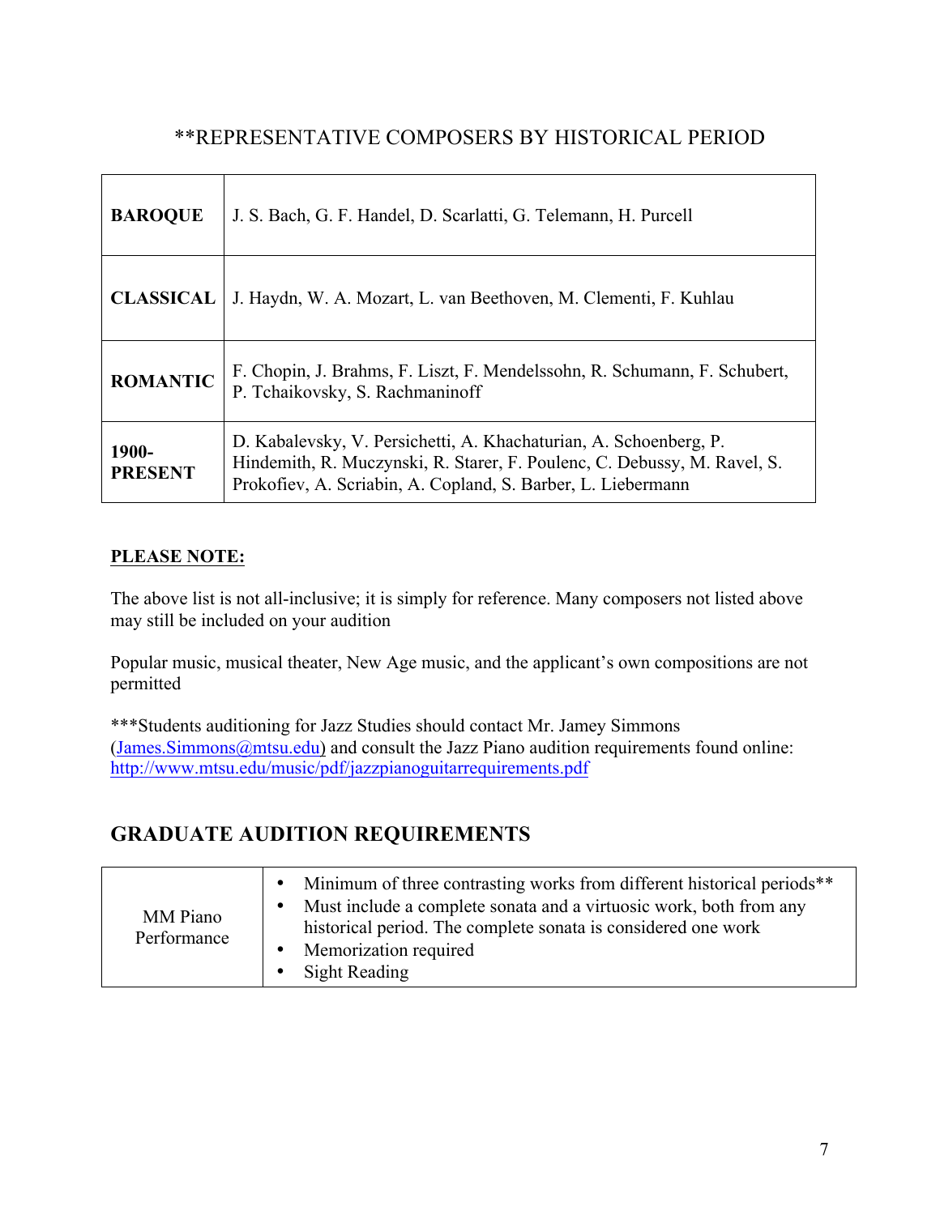## **REPRESENTATIVE COMPOSERS BY HISTORICAL PERIOD

| | |
|---|---|
| **BAROQUE** | J. S. Bach, G. F. Handel, D. Scarlatti, G. Telemann, H. Purcell |
| **CLASSICAL** | J. Haydn, W. A. Mozart, L. van Beethoven, M. Clementi, F. Kuhlau |
| **ROMANTIC** | F. Chopin, J. Brahms, F. Liszt, F. Mendelssohn, R. Schumann, F. Schubert, P. Tchaikovsky, S. Rachmaninoff |
| **1900-PRESENT** | D. Kabalevsky, V. Persichetti, A. Khachaturian, A. Schoenberg, P. Hindemith, R. Muczynski, R. Starer, F. Poulenc, C. Debussy, M. Ravel, S. Prokofiev, A. Scriabin, A. Copland, S. Barber, L. Liebermann |

**PLEASE NOTE:**

The above list is not all-inclusive; it is simply for reference. Many composers not listed above may still be included on your audition

Popular music, musical theater, New Age music, and the applicant's own compositions are not permitted

***Students auditioning for Jazz Studies should contact Mr. Jamey Simmons (James.Simmons@mtsu.edu) and consult the Jazz Piano audition requirements found online: http://www.mtsu.edu/music/pdf/jazzpianoguitarrequirements.pdf

## GRADUATE AUDITION REQUIREMENTS

| | |
|---|---|
| MM Piano Performance | • Minimum of three contrasting works from different historical periods**<br>• Must include a complete sonata and a virtuosic work, both from any historical period. The complete sonata is considered one work<br>• Memorization required<br>• Sight Reading |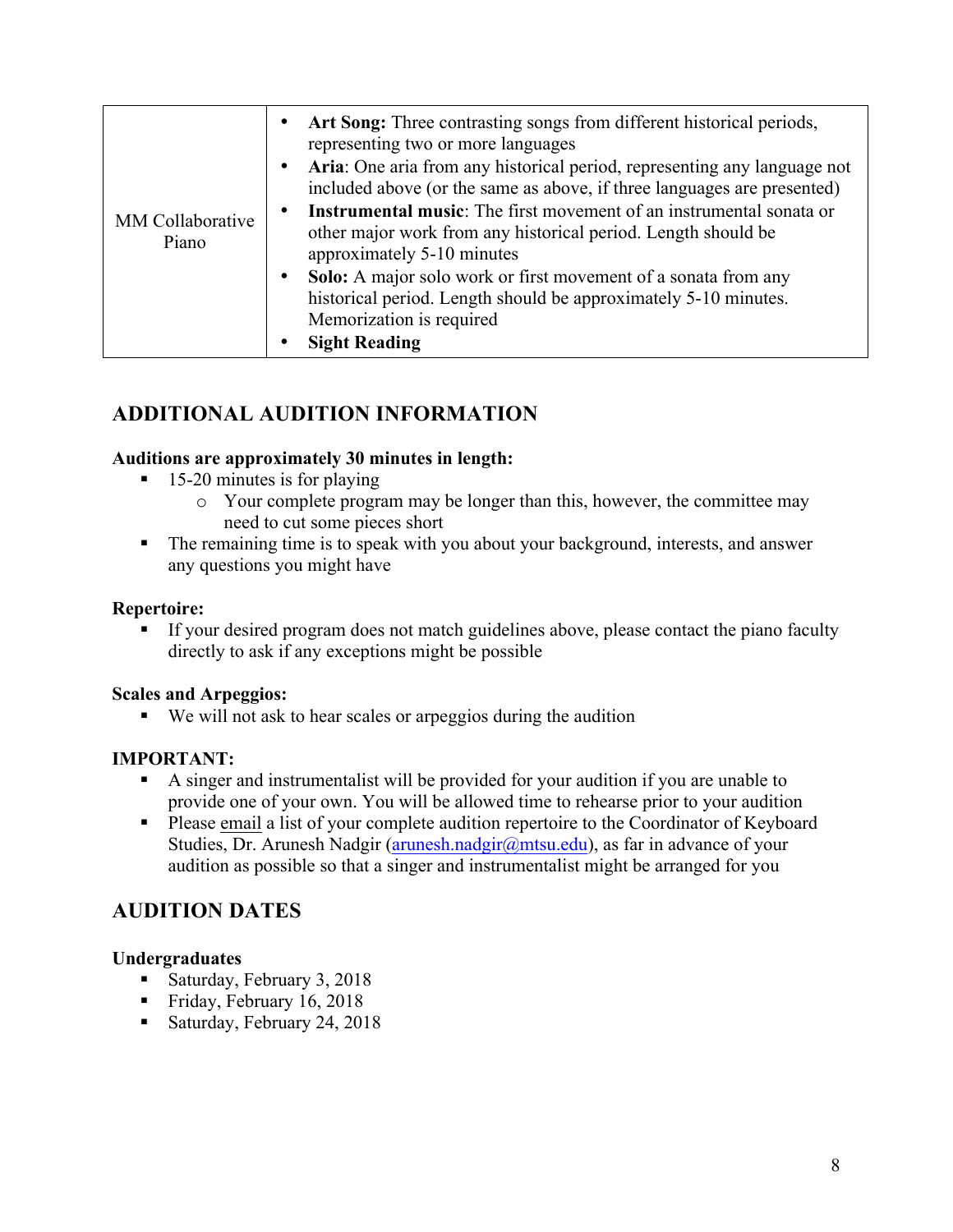| MM Collaborative Piano | • **Art Song:** Three contrasting songs from different historical periods, representing two or more languages<br>• **Aria**: One aria from any historical period, representing any language not included above (or the same as above, if three languages are presented)<br>• **Instrumental music**: The first movement of an instrumental sonata or other major work from any historical period. Length should be approximately 5-10 minutes<br>• **Solo:** A major solo work or first movement of a sonata from any historical period. Length should be approximately 5-10 minutes. Memorization is required<br>• **Sight Reading** |
|---|---|

## ADDITIONAL AUDITION INFORMATION

**Auditions are approximately 30 minutes in length:**

- 15-20 minutes is for playing
  - Your complete program may be longer than this, however, the committee may need to cut some pieces short
- The remaining time is to speak with you about your background, interests, and answer any questions you might have

**Repertoire:**

- If your desired program does not match guidelines above, please contact the piano faculty directly to ask if any exceptions might be possible

**Scales and Arpeggios:**

- We will not ask to hear scales or arpeggios during the audition

**IMPORTANT:**

- A singer and instrumentalist will be provided for your audition if you are unable to provide one of your own. You will be allowed time to rehearse prior to your audition
- Please email a list of your complete audition repertoire to the Coordinator of Keyboard Studies, Dr. Arunesh Nadgir (arunesh.nadgir@mtsu.edu), as far in advance of your audition as possible so that a singer and instrumentalist might be arranged for you

## AUDITION DATES

**Undergraduates**

- Saturday, February 3, 2018
- Friday, February 16, 2018
- Saturday, February 24, 2018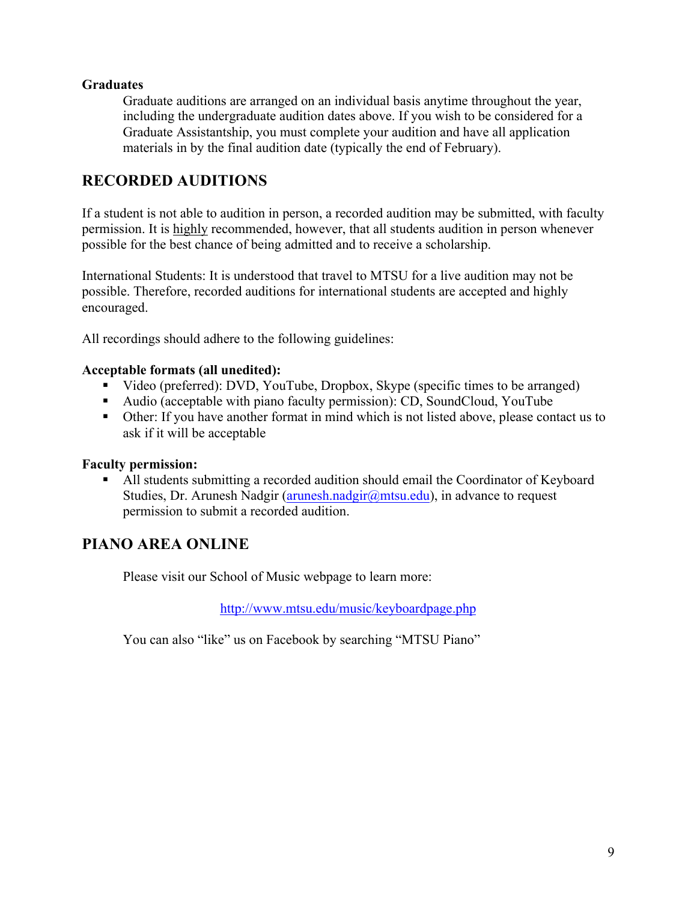**Graduates**

Graduate auditions are arranged on an individual basis anytime throughout the year, including the undergraduate audition dates above. If you wish to be considered for a Graduate Assistantship, you must complete your audition and have all application materials in by the final audition date (typically the end of February).

## RECORDED AUDITIONS

If a student is not able to audition in person, a recorded audition may be submitted, with faculty permission. It is highly recommended, however, that all students audition in person whenever possible for the best chance of being admitted and to receive a scholarship.

International Students: It is understood that travel to MTSU for a live audition may not be possible. Therefore, recorded auditions for international students are accepted and highly encouraged.

All recordings should adhere to the following guidelines:

**Acceptable formats (all unedited):**

- Video (preferred): DVD, YouTube, Dropbox, Skype (specific times to be arranged)
- Audio (acceptable with piano faculty permission): CD, SoundCloud, YouTube
- Other: If you have another format in mind which is not listed above, please contact us to ask if it will be acceptable

**Faculty permission:**

- All students submitting a recorded audition should email the Coordinator of Keyboard Studies, Dr. Arunesh Nadgir (arunesh.nadgir@mtsu.edu), in advance to request permission to submit a recorded audition.

## PIANO AREA ONLINE

Please visit our School of Music webpage to learn more:

http://www.mtsu.edu/music/keyboardpage.php

You can also “like” us on Facebook by searching “MTSU Piano”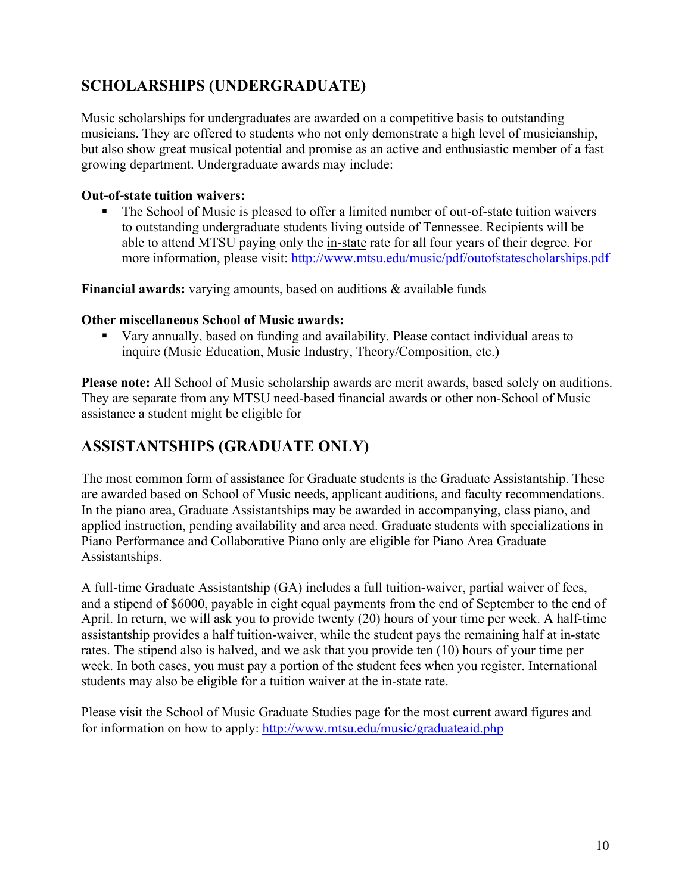## SCHOLARSHIPS (UNDERGRADUATE)

Music scholarships for undergraduates are awarded on a competitive basis to outstanding musicians. They are offered to students who not only demonstrate a high level of musicianship, but also show great musical potential and promise as an active and enthusiastic member of a fast growing department. Undergraduate awards may include:

**Out-of-state tuition waivers:**

- The School of Music is pleased to offer a limited number of out-of-state tuition waivers to outstanding undergraduate students living outside of Tennessee. Recipients will be able to attend MTSU paying only the in-state rate for all four years of their degree. For more information, please visit: http://www.mtsu.edu/music/pdf/outofstatescholarships.pdf

**Financial awards:** varying amounts, based on auditions & available funds

**Other miscellaneous School of Music awards:**

- Vary annually, based on funding and availability. Please contact individual areas to inquire (Music Education, Music Industry, Theory/Composition, etc.)

**Please note:** All School of Music scholarship awards are merit awards, based solely on auditions. They are separate from any MTSU need-based financial awards or other non-School of Music assistance a student might be eligible for

## ASSISTANTSHIPS (GRADUATE ONLY)

The most common form of assistance for Graduate students is the Graduate Assistantship. These are awarded based on School of Music needs, applicant auditions, and faculty recommendations. In the piano area, Graduate Assistantships may be awarded in accompanying, class piano, and applied instruction, pending availability and area need. Graduate students with specializations in Piano Performance and Collaborative Piano only are eligible for Piano Area Graduate Assistantships.

A full-time Graduate Assistantship (GA) includes a full tuition-waiver, partial waiver of fees, and a stipend of $6000, payable in eight equal payments from the end of September to the end of April. In return, we will ask you to provide twenty (20) hours of your time per week. A half-time assistantship provides a half tuition-waiver, while the student pays the remaining half at in-state rates. The stipend also is halved, and we ask that you provide ten (10) hours of your time per week. In both cases, you must pay a portion of the student fees when you register. International students may also be eligible for a tuition waiver at the in-state rate.

Please visit the School of Music Graduate Studies page for the most current award figures and for information on how to apply: http://www.mtsu.edu/music/graduateaid.php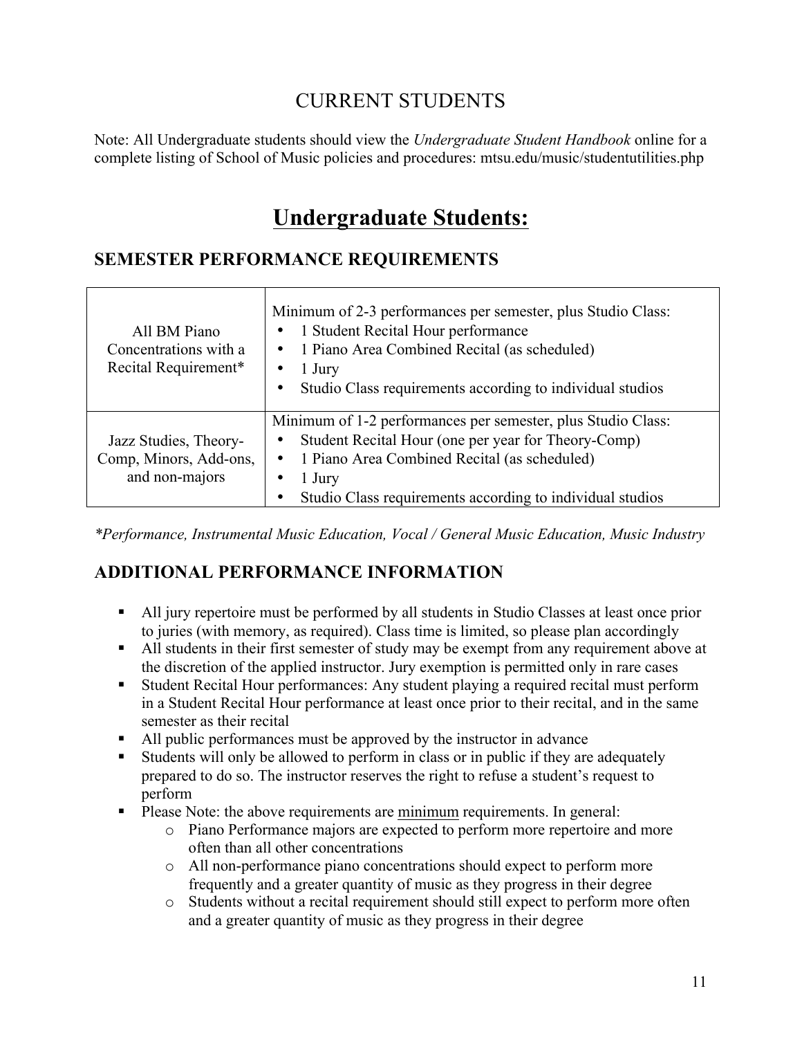# CURRENT STUDENTS

Note: All Undergraduate students should view the *Undergraduate Student Handbook* online for a complete listing of School of Music policies and procedures: mtsu.edu/music/studentutilities.php

# Undergraduate Students:

## SEMESTER PERFORMANCE REQUIREMENTS

| | |
|---|---|
| All BM Piano Concentrations with a Recital Requirement* | Minimum of 2-3 performances per semester, plus Studio Class:<br>• 1 Student Recital Hour performance<br>• 1 Piano Area Combined Recital (as scheduled)<br>• 1 Jury<br>• Studio Class requirements according to individual studios |
| Jazz Studies, Theory-Comp, Minors, Add-ons, and non-majors | Minimum of 1-2 performances per semester, plus Studio Class:<br>• Student Recital Hour (one per year for Theory-Comp)<br>• 1 Piano Area Combined Recital (as scheduled)<br>• 1 Jury<br>• Studio Class requirements according to individual studios |

**Performance, Instrumental Music Education, Vocal / General Music Education, Music Industry*

## ADDITIONAL PERFORMANCE INFORMATION

- All jury repertoire must be performed by all students in Studio Classes at least once prior to juries (with memory, as required). Class time is limited, so please plan accordingly
- All students in their first semester of study may be exempt from any requirement above at the discretion of the applied instructor. Jury exemption is permitted only in rare cases
- Student Recital Hour performances: Any student playing a required recital must perform in a Student Recital Hour performance at least once prior to their recital, and in the same semester as their recital
- All public performances must be approved by the instructor in advance
- Students will only be allowed to perform in class or in public if they are adequately prepared to do so. The instructor reserves the right to refuse a student's request to perform
- Please Note: the above requirements are <u>minimum</u> requirements. In general:
    - Piano Performance majors are expected to perform more repertoire and more often than all other concentrations
    - All non-performance piano concentrations should expect to perform more frequently and a greater quantity of music as they progress in their degree
    - Students without a recital requirement should still expect to perform more often and a greater quantity of music as they progress in their degree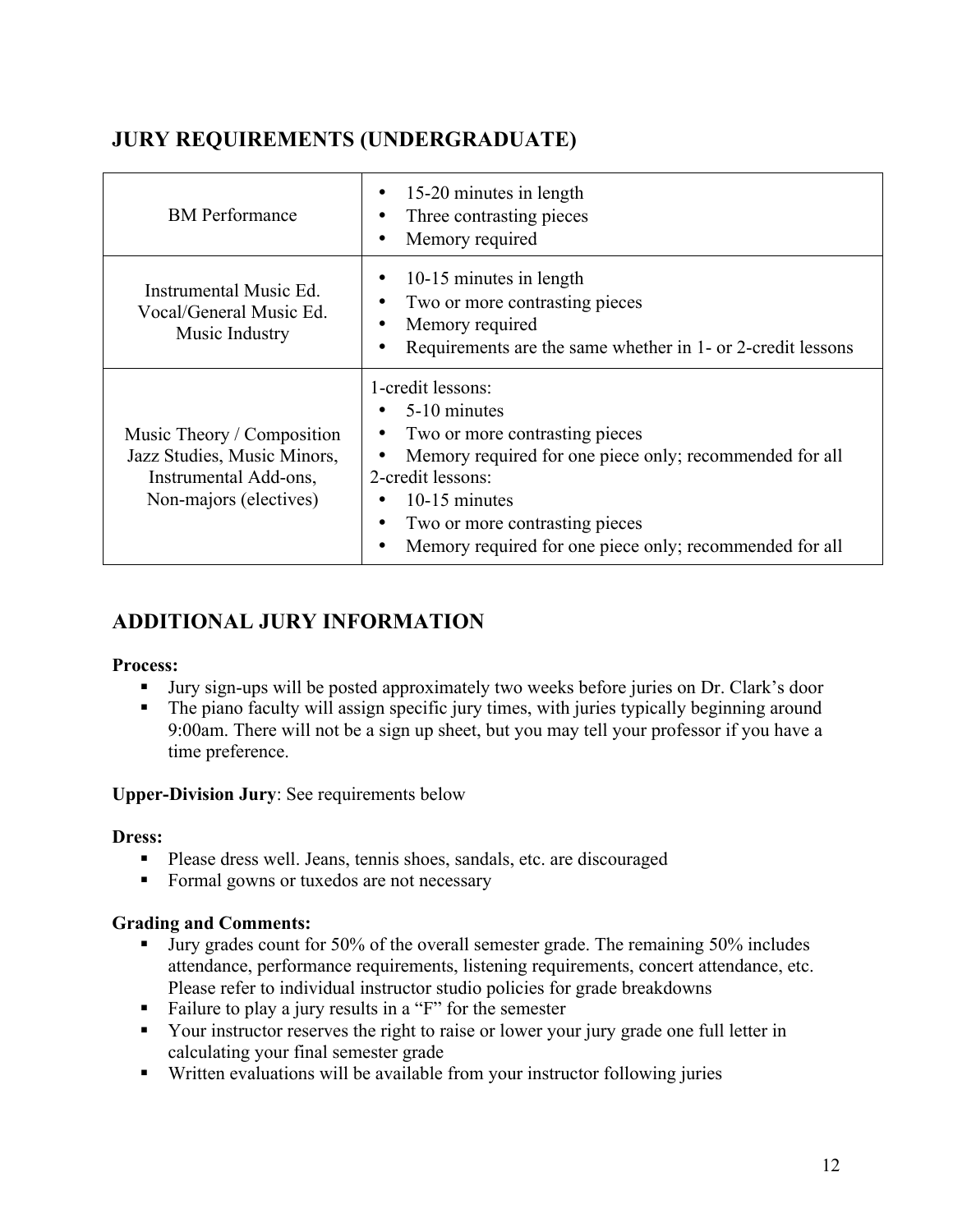## JURY REQUIREMENTS (UNDERGRADUATE)

| | |
|---|---|
| BM Performance | • 15-20 minutes in length<br>• Three contrasting pieces<br>• Memory required |
| Instrumental Music Ed.<br>Vocal/General Music Ed.<br>Music Industry | • 10-15 minutes in length<br>• Two or more contrasting pieces<br>• Memory required<br>• Requirements are the same whether in 1- or 2-credit lessons |
| Music Theory / Composition<br>Jazz Studies, Music Minors,<br>Instrumental Add-ons,<br>Non-majors (electives) | 1-credit lessons:<br>• 5-10 minutes<br>• Two or more contrasting pieces<br>• Memory required for one piece only; recommended for all<br>2-credit lessons:<br>• 10-15 minutes<br>• Two or more contrasting pieces<br>• Memory required for one piece only; recommended for all |

## ADDITIONAL JURY INFORMATION

**Process:**

- Jury sign-ups will be posted approximately two weeks before juries on Dr. Clark's door
- The piano faculty will assign specific jury times, with juries typically beginning around 9:00am. There will not be a sign up sheet, but you may tell your professor if you have a time preference.

**Upper-Division Jury**: See requirements below

**Dress:**

- Please dress well. Jeans, tennis shoes, sandals, etc. are discouraged
- Formal gowns or tuxedos are not necessary

**Grading and Comments:**

- Jury grades count for 50% of the overall semester grade. The remaining 50% includes attendance, performance requirements, listening requirements, concert attendance, etc. Please refer to individual instructor studio policies for grade breakdowns
- Failure to play a jury results in a "F" for the semester
- Your instructor reserves the right to raise or lower your jury grade one full letter in calculating your final semester grade
- Written evaluations will be available from your instructor following juries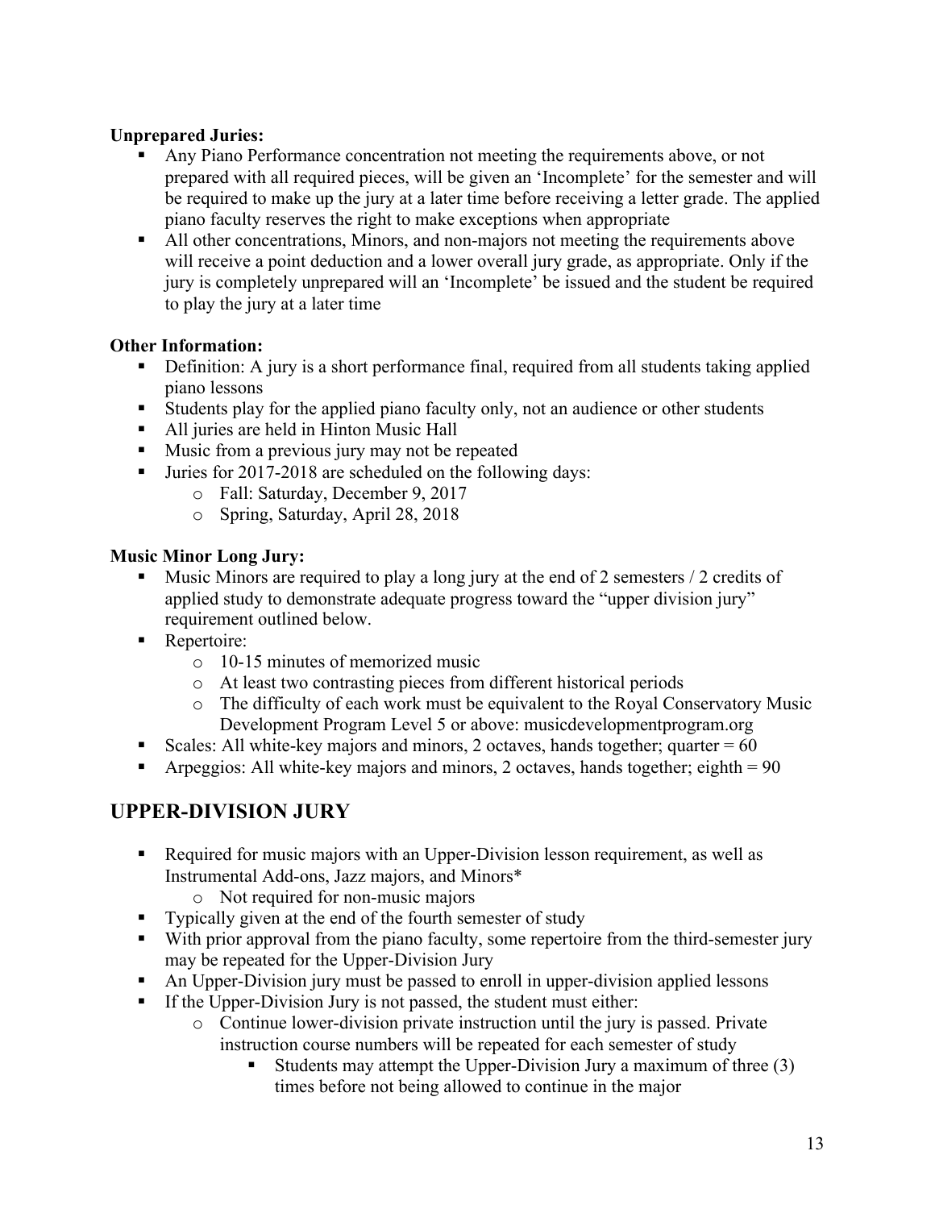**Unprepared Juries:**

- Any Piano Performance concentration not meeting the requirements above, or not prepared with all required pieces, will be given an 'Incomplete' for the semester and will be required to make up the jury at a later time before receiving a letter grade. The applied piano faculty reserves the right to make exceptions when appropriate
- All other concentrations, Minors, and non-majors not meeting the requirements above will receive a point deduction and a lower overall jury grade, as appropriate. Only if the jury is completely unprepared will an 'Incomplete' be issued and the student be required to play the jury at a later time

**Other Information:**

- Definition: A jury is a short performance final, required from all students taking applied piano lessons
- Students play for the applied piano faculty only, not an audience or other students
- All juries are held in Hinton Music Hall
- Music from a previous jury may not be repeated
- Juries for 2017-2018 are scheduled on the following days:
  - Fall: Saturday, December 9, 2017
  - Spring, Saturday, April 28, 2018

**Music Minor Long Jury:**

- Music Minors are required to play a long jury at the end of 2 semesters / 2 credits of applied study to demonstrate adequate progress toward the "upper division jury" requirement outlined below.
- Repertoire:
  - 10-15 minutes of memorized music
  - At least two contrasting pieces from different historical periods
  - The difficulty of each work must be equivalent to the Royal Conservatory Music Development Program Level 5 or above: musicdevelopmentprogram.org
- Scales: All white-key majors and minors, 2 octaves, hands together; quarter = 60
- Arpeggios: All white-key majors and minors, 2 octaves, hands together; eighth = 90

## UPPER-DIVISION JURY

- Required for music majors with an Upper-Division lesson requirement, as well as Instrumental Add-ons, Jazz majors, and Minors*
  - Not required for non-music majors
- Typically given at the end of the fourth semester of study
- With prior approval from the piano faculty, some repertoire from the third-semester jury may be repeated for the Upper-Division Jury
- An Upper-Division jury must be passed to enroll in upper-division applied lessons
- If the Upper-Division Jury is not passed, the student must either:
  - Continue lower-division private instruction until the jury is passed. Private instruction course numbers will be repeated for each semester of study
    - Students may attempt the Upper-Division Jury a maximum of three (3) times before not being allowed to continue in the major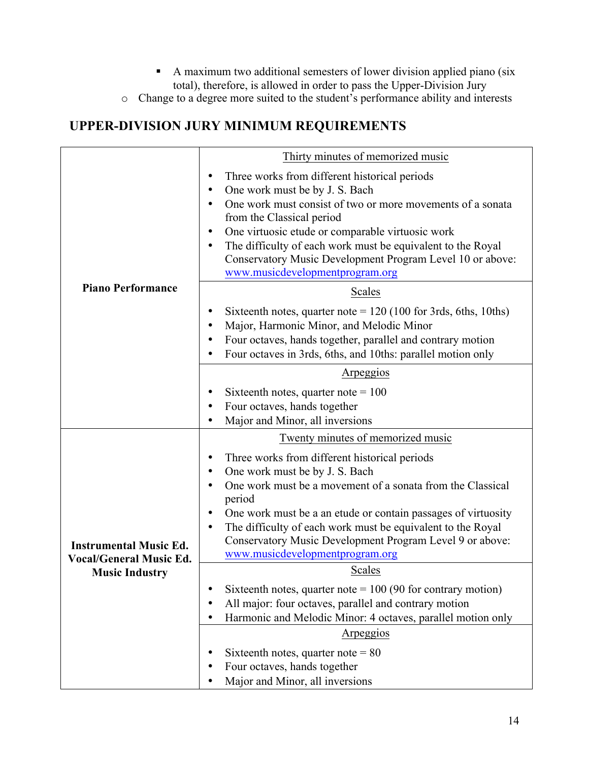- A maximum two additional semesters of lower division applied piano (six total), therefore, is allowed in order to pass the Upper-Division Jury
- Change to a degree more suited to the student's performance ability and interests

## UPPER-DIVISION JURY MINIMUM REQUIREMENTS

| | |
|---|---|
| **Piano Performance** | Thirty minutes of memorized music<br>• Three works from different historical periods<br>• One work must be by J. S. Bach<br>• One work must consist of two or more movements of a sonata from the Classical period<br>• One virtuosic etude or comparable virtuosic work<br>• The difficulty of each work must be equivalent to the Royal Conservatory Music Development Program Level 10 or above: www.musicdevelopmentprogram.org |
| | Scales<br>• Sixteenth notes, quarter note = 120 (100 for 3rds, 6ths, 10ths)<br>• Major, Harmonic Minor, and Melodic Minor<br>• Four octaves, hands together, parallel and contrary motion<br>• Four octaves in 3rds, 6ths, and 10ths: parallel motion only |
| | Arpeggios<br>• Sixteenth notes, quarter note = 100<br>• Four octaves, hands together<br>• Major and Minor, all inversions |
| **Instrumental Music Ed.**<br>**Vocal/General Music Ed.**<br>**Music Industry** | Twenty minutes of memorized music<br>• Three works from different historical periods<br>• One work must be by J. S. Bach<br>• One work must be a movement of a sonata from the Classical period<br>• One work must be a an etude or contain passages of virtuosity<br>• The difficulty of each work must be equivalent to the Royal Conservatory Music Development Program Level 9 or above: www.musicdevelopmentprogram.org |
| | Scales<br>• Sixteenth notes, quarter note = 100 (90 for contrary motion)<br>• All major: four octaves, parallel and contrary motion<br>• Harmonic and Melodic Minor: 4 octaves, parallel motion only |
| | Arpeggios<br>• Sixteenth notes, quarter note = 80<br>• Four octaves, hands together<br>• Major and Minor, all inversions |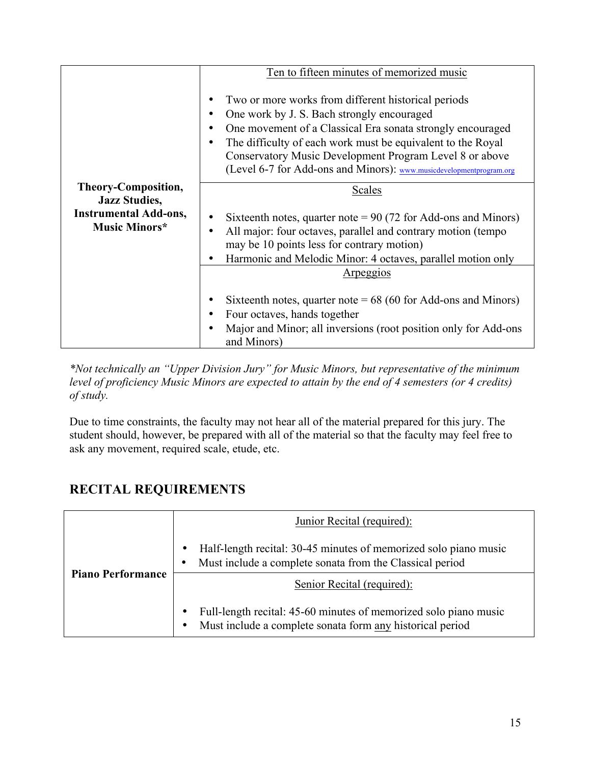| Theory-Composition, Jazz Studies, Instrumental Add-ons, Music Minors* | Ten to fifteen minutes of memorized music<br><br>• Two or more works from different historical periods<br>• One work by J. S. Bach strongly encouraged<br>• One movement of a Classical Era sonata strongly encouraged<br>• The difficulty of each work must be equivalent to the Royal Conservatory Music Development Program Level 8 or above (Level 6-7 for Add-ons and Minors): www.musicdevelopmentprogram.org |
|---|---|
| | Scales<br><br>• Sixteenth notes, quarter note = 90 (72 for Add-ons and Minors)<br>• All major: four octaves, parallel and contrary motion (tempo may be 10 points less for contrary motion)<br>• Harmonic and Melodic Minor: 4 octaves, parallel motion only |
| | Arpeggios<br><br>• Sixteenth notes, quarter note = 68 (60 for Add-ons and Minors)<br>• Four octaves, hands together<br>• Major and Minor; all inversions (root position only for Add-ons and Minors) |

*\*Not technically an "Upper Division Jury" for Music Minors, but representative of the minimum level of proficiency Music Minors are expected to attain by the end of 4 semesters (or 4 credits) of study.*

Due to time constraints, the faculty may not hear all of the material prepared for this jury. The student should, however, be prepared with all of the material so that the faculty may feel free to ask any movement, required scale, etude, etc.

## RECITAL REQUIREMENTS

| Piano Performance | Junior Recital (required):<br><br>• Half-length recital: 30-45 minutes of memorized solo piano music<br>• Must include a complete sonata from the Classical period |
|---|---|
| | Senior Recital (required):<br><br>• Full-length recital: 45-60 minutes of memorized solo piano music<br>• Must include a complete sonata form any historical period |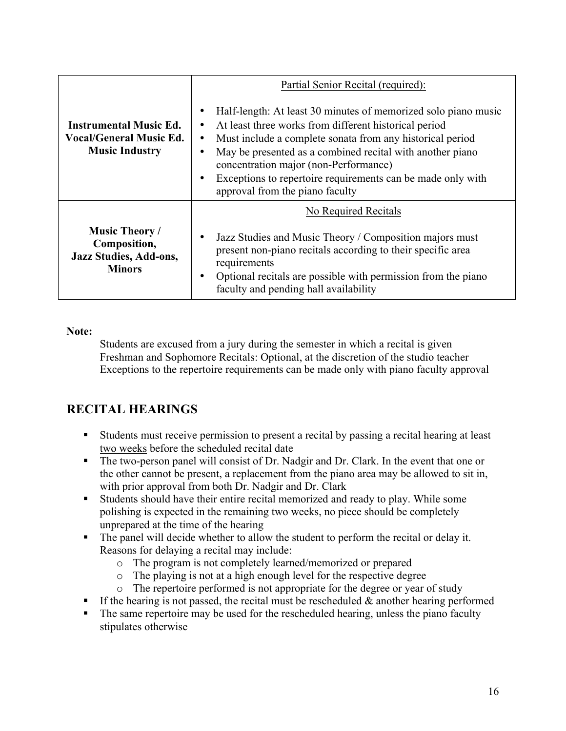| | |
|---|---|
| **Instrumental Music Ed. Vocal/General Music Ed. Music Industry** | Partial Senior Recital (required):<br><br>• Half-length: At least 30 minutes of memorized solo piano music<br>• At least three works from different historical period<br>• Must include a complete sonata from any historical period<br>• May be presented as a combined recital with another piano concentration major (non-Performance)<br>• Exceptions to repertoire requirements can be made only with approval from the piano faculty |
| **Music Theory / Composition, Jazz Studies, Add-ons, Minors** | No Required Recitals<br><br>• Jazz Studies and Music Theory / Composition majors must present non-piano recitals according to their specific area requirements<br>• Optional recitals are possible with permission from the piano faculty and pending hall availability |

**Note:**

Students are excused from a jury during the semester in which a recital is given
Freshman and Sophomore Recitals: Optional, at the discretion of the studio teacher
Exceptions to the repertoire requirements can be made only with piano faculty approval

## RECITAL HEARINGS

- Students must receive permission to present a recital by passing a recital hearing at least two weeks before the scheduled recital date
- The two-person panel will consist of Dr. Nadgir and Dr. Clark. In the event that one or the other cannot be present, a replacement from the piano area may be allowed to sit in, with prior approval from both Dr. Nadgir and Dr. Clark
- Students should have their entire recital memorized and ready to play. While some polishing is expected in the remaining two weeks, no piece should be completely unprepared at the time of the hearing
- The panel will decide whether to allow the student to perform the recital or delay it. Reasons for delaying a recital may include:
    - The program is not completely learned/memorized or prepared
    - The playing is not at a high enough level for the respective degree
    - The repertoire performed is not appropriate for the degree or year of study
- If the hearing is not passed, the recital must be rescheduled & another hearing performed
- The same repertoire may be used for the rescheduled hearing, unless the piano faculty stipulates otherwise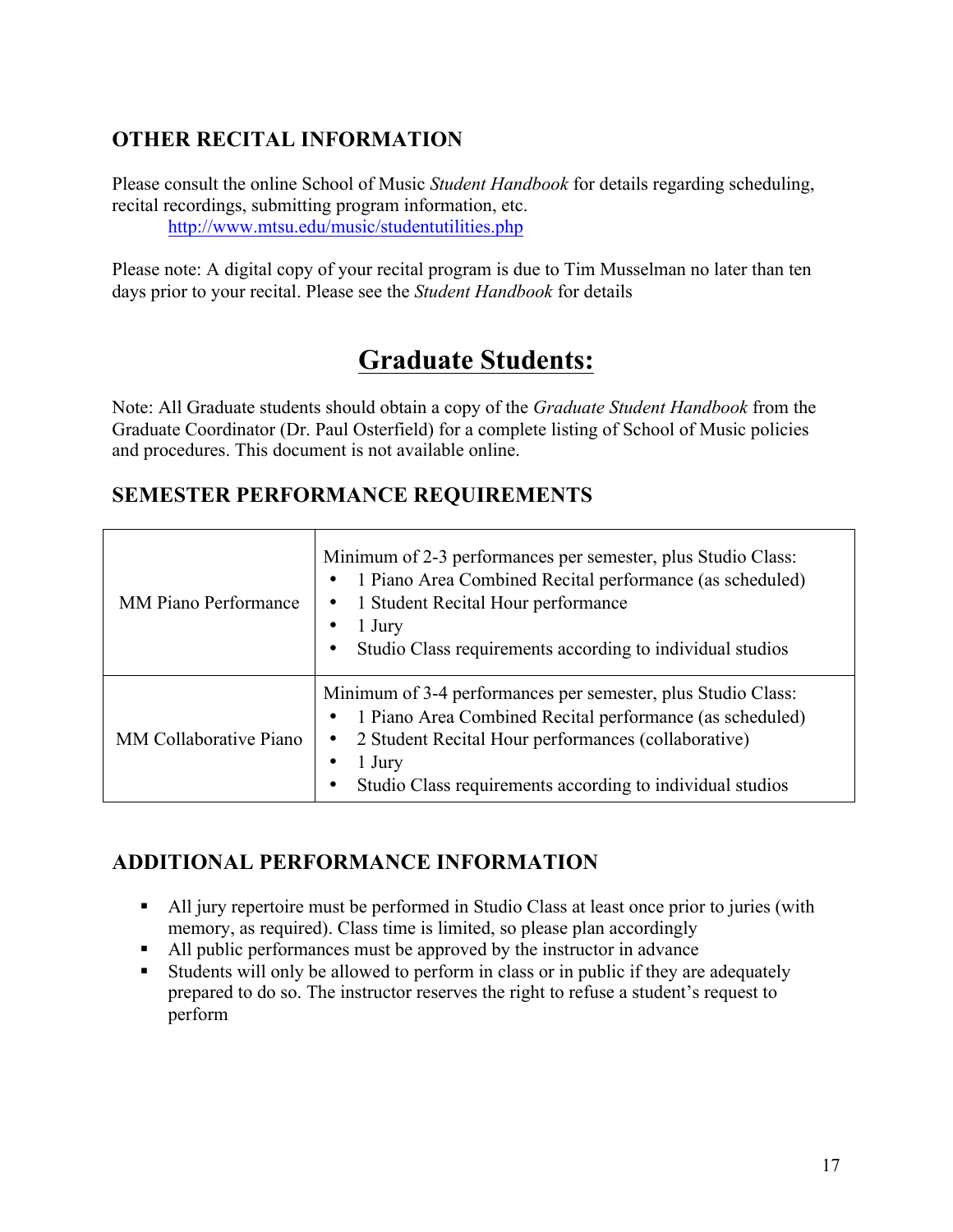## OTHER RECITAL INFORMATION

Please consult the online School of Music *Student Handbook* for details regarding scheduling, recital recordings, submitting program information, etc.

http://www.mtsu.edu/music/studentutilities.php

Please note: A digital copy of your recital program is due to Tim Musselman no later than ten days prior to your recital. Please see the *Student Handbook* for details

# Graduate Students:

Note: All Graduate students should obtain a copy of the *Graduate Student Handbook* from the Graduate Coordinator (Dr. Paul Osterfield) for a complete listing of School of Music policies and procedures. This document is not available online.

## SEMESTER PERFORMANCE REQUIREMENTS

| | |
|---|---|
| MM Piano Performance | Minimum of 2-3 performances per semester, plus Studio Class:<br>• 1 Piano Area Combined Recital performance (as scheduled)<br>• 1 Student Recital Hour performance<br>• 1 Jury<br>• Studio Class requirements according to individual studios |
| MM Collaborative Piano | Minimum of 3-4 performances per semester, plus Studio Class:<br>• 1 Piano Area Combined Recital performance (as scheduled)<br>• 2 Student Recital Hour performances (collaborative)<br>• 1 Jury<br>• Studio Class requirements according to individual studios |

## ADDITIONAL PERFORMANCE INFORMATION

- All jury repertoire must be performed in Studio Class at least once prior to juries (with memory, as required). Class time is limited, so please plan accordingly
- All public performances must be approved by the instructor in advance
- Students will only be allowed to perform in class or in public if they are adequately prepared to do so. The instructor reserves the right to refuse a student's request to perform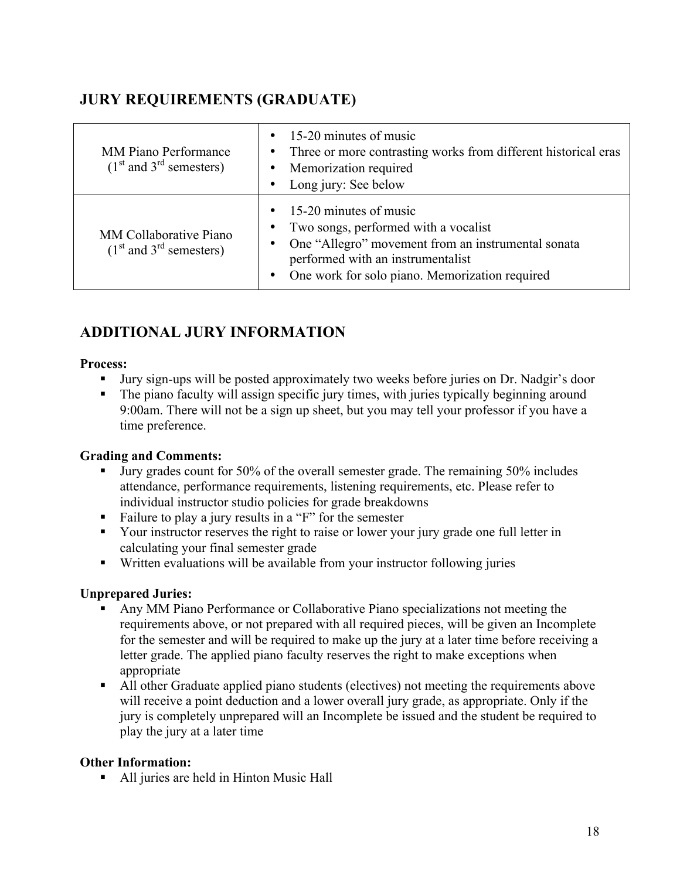## JURY REQUIREMENTS (GRADUATE)

| | |
|---|---|
| MM Piano Performance (1st and 3rd semesters) | • 15-20 minutes of music<br>• Three or more contrasting works from different historical eras<br>• Memorization required<br>• Long jury: See below |
| MM Collaborative Piano (1st and 3rd semesters) | • 15-20 minutes of music<br>• Two songs, performed with a vocalist<br>• One "Allegro" movement from an instrumental sonata performed with an instrumentalist<br>• One work for solo piano. Memorization required |

## ADDITIONAL JURY INFORMATION

**Process:**

- Jury sign-ups will be posted approximately two weeks before juries on Dr. Nadgir's door
- The piano faculty will assign specific jury times, with juries typically beginning around 9:00am. There will not be a sign up sheet, but you may tell your professor if you have a time preference.

**Grading and Comments:**

- Jury grades count for 50% of the overall semester grade. The remaining 50% includes attendance, performance requirements, listening requirements, etc. Please refer to individual instructor studio policies for grade breakdowns
- Failure to play a jury results in a "F" for the semester
- Your instructor reserves the right to raise or lower your jury grade one full letter in calculating your final semester grade
- Written evaluations will be available from your instructor following juries

**Unprepared Juries:**

- Any MM Piano Performance or Collaborative Piano specializations not meeting the requirements above, or not prepared with all required pieces, will be given an Incomplete for the semester and will be required to make up the jury at a later time before receiving a letter grade. The applied piano faculty reserves the right to make exceptions when appropriate
- All other Graduate applied piano students (electives) not meeting the requirements above will receive a point deduction and a lower overall jury grade, as appropriate. Only if the jury is completely unprepared will an Incomplete be issued and the student be required to play the jury at a later time

**Other Information:**

- All juries are held in Hinton Music Hall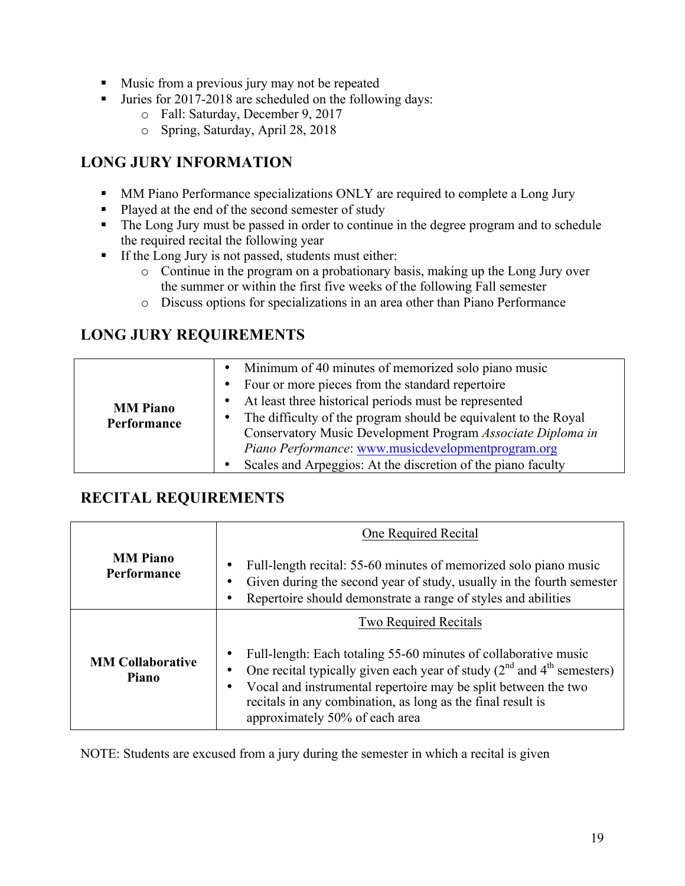- Music from a previous jury may not be repeated
- Juries for 2017-2018 are scheduled on the following days:
  - Fall: Saturday, December 9, 2017
  - Spring, Saturday, April 28, 2018

## LONG JURY INFORMATION

- MM Piano Performance specializations ONLY are required to complete a Long Jury
- Played at the end of the second semester of study
- The Long Jury must be passed in order to continue in the degree program and to schedule the required recital the following year
- If the Long Jury is not passed, students must either:
  - Continue in the program on a probationary basis, making up the Long Jury over the summer or within the first five weeks of the following Fall semester
  - Discuss options for specializations in an area other than Piano Performance

## LONG JURY REQUIREMENTS

| | |
|---|---|
| **MM Piano Performance** | • Minimum of 40 minutes of memorized solo piano music<br>• Four or more pieces from the standard repertoire<br>• At least three historical periods must be represented<br>• The difficulty of the program should be equivalent to the Royal Conservatory Music Development Program *Associate Diploma in Piano Performance*: [www.musicdevelopmentprogram.org](www.musicdevelopmentprogram.org)<br>• Scales and Arpeggios: At the discretion of the piano faculty |

## RECITAL REQUIREMENTS

| | |
|---|---|
| **MM Piano Performance** | <u>One Required Recital</u><br>• Full-length recital: 55-60 minutes of memorized solo piano music<br>• Given during the second year of study, usually in the fourth semester<br>• Repertoire should demonstrate a range of styles and abilities |
| **MM Collaborative Piano** | <u>Two Required Recitals</u><br>• Full-length: Each totaling 55-60 minutes of collaborative music<br>• One recital typically given each year of study (2nd and 4th semesters)<br>• Vocal and instrumental repertoire may be split between the two recitals in any combination, as long as the final result is approximately 50% of each area |

NOTE: Students are excused from a jury during the semester in which a recital is given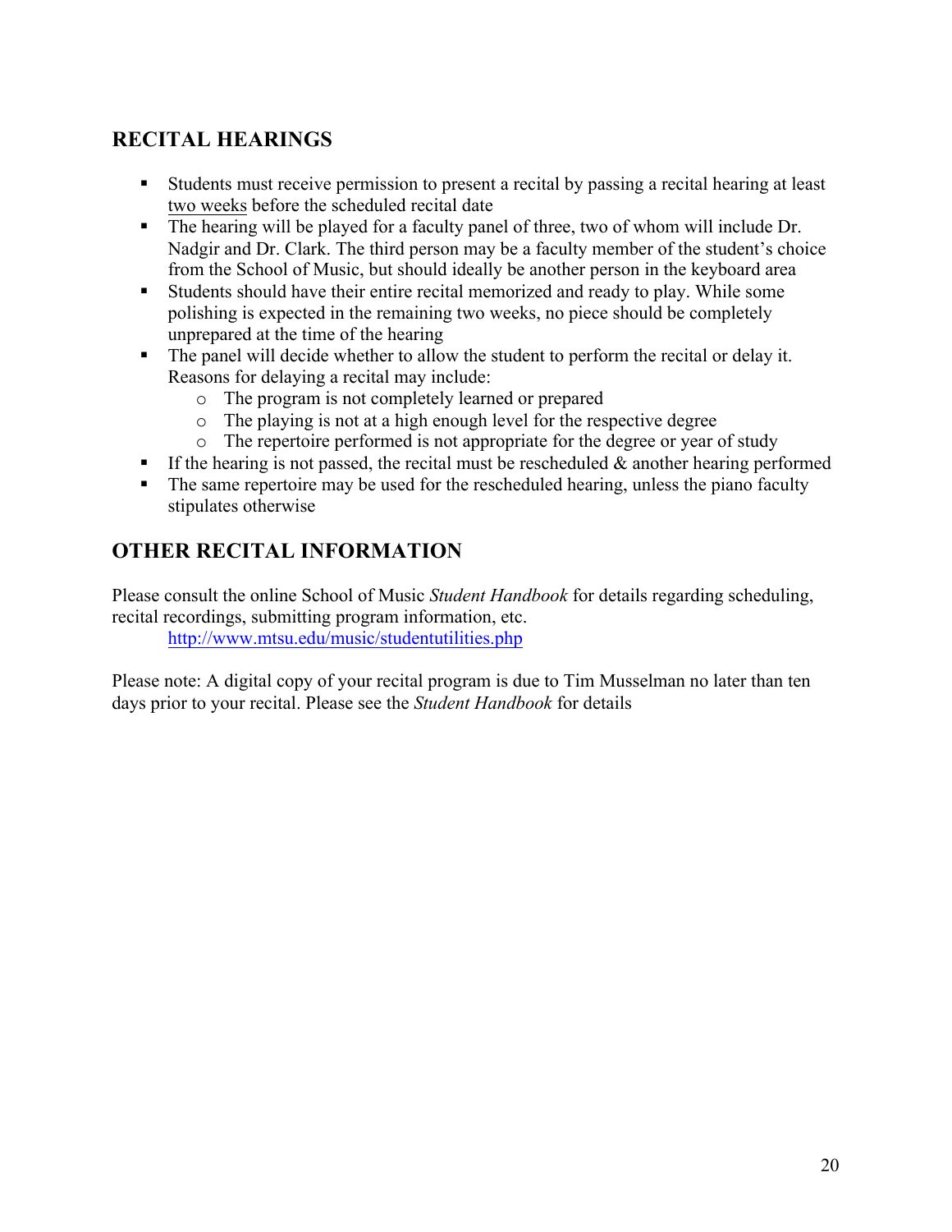## RECITAL HEARINGS

- Students must receive permission to present a recital by passing a recital hearing at least two weeks before the scheduled recital date
- The hearing will be played for a faculty panel of three, two of whom will include Dr. Nadgir and Dr. Clark. The third person may be a faculty member of the student's choice from the School of Music, but should ideally be another person in the keyboard area
- Students should have their entire recital memorized and ready to play. While some polishing is expected in the remaining two weeks, no piece should be completely unprepared at the time of the hearing
- The panel will decide whether to allow the student to perform the recital or delay it. Reasons for delaying a recital may include:
  - The program is not completely learned or prepared
  - The playing is not at a high enough level for the respective degree
  - The repertoire performed is not appropriate for the degree or year of study
- If the hearing is not passed, the recital must be rescheduled & another hearing performed
- The same repertoire may be used for the rescheduled hearing, unless the piano faculty stipulates otherwise

## OTHER RECITAL INFORMATION

Please consult the online School of Music *Student Handbook* for details regarding scheduling, recital recordings, submitting program information, etc.

http://www.mtsu.edu/music/studentutilities.php

Please note: A digital copy of your recital program is due to Tim Musselman no later than ten days prior to your recital. Please see the *Student Handbook* for details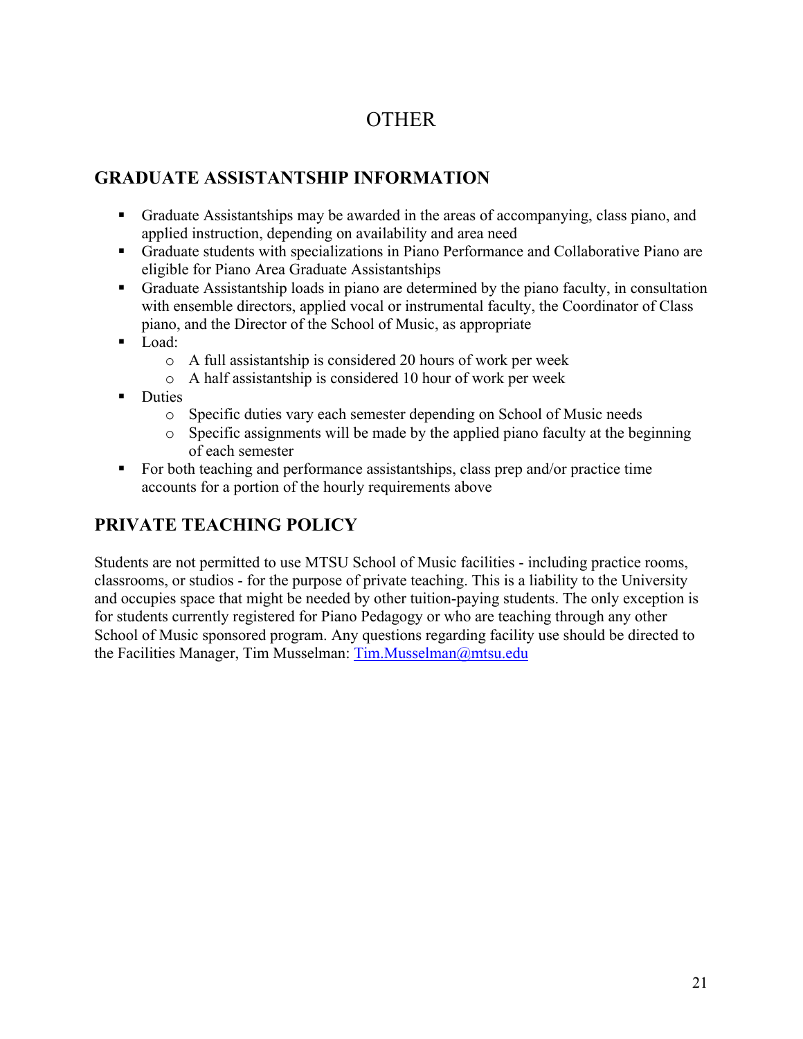# OTHER

## GRADUATE ASSISTANTSHIP INFORMATION

- Graduate Assistantships may be awarded in the areas of accompanying, class piano, and applied instruction, depending on availability and area need
- Graduate students with specializations in Piano Performance and Collaborative Piano are eligible for Piano Area Graduate Assistantships
- Graduate Assistantship loads in piano are determined by the piano faculty, in consultation with ensemble directors, applied vocal or instrumental faculty, the Coordinator of Class piano, and the Director of the School of Music, as appropriate
- Load:
  - A full assistantship is considered 20 hours of work per week
  - A half assistantship is considered 10 hour of work per week
- Duties
  - Specific duties vary each semester depending on School of Music needs
  - Specific assignments will be made by the applied piano faculty at the beginning of each semester
- For both teaching and performance assistantships, class prep and/or practice time accounts for a portion of the hourly requirements above

## PRIVATE TEACHING POLICY

Students are not permitted to use MTSU School of Music facilities - including practice rooms, classrooms, or studios - for the purpose of private teaching. This is a liability to the University and occupies space that might be needed by other tuition-paying students. The only exception is for students currently registered for Piano Pedagogy or who are teaching through any other School of Music sponsored program. Any questions regarding facility use should be directed to the Facilities Manager, Tim Musselman: Tim.Musselman@mtsu.edu